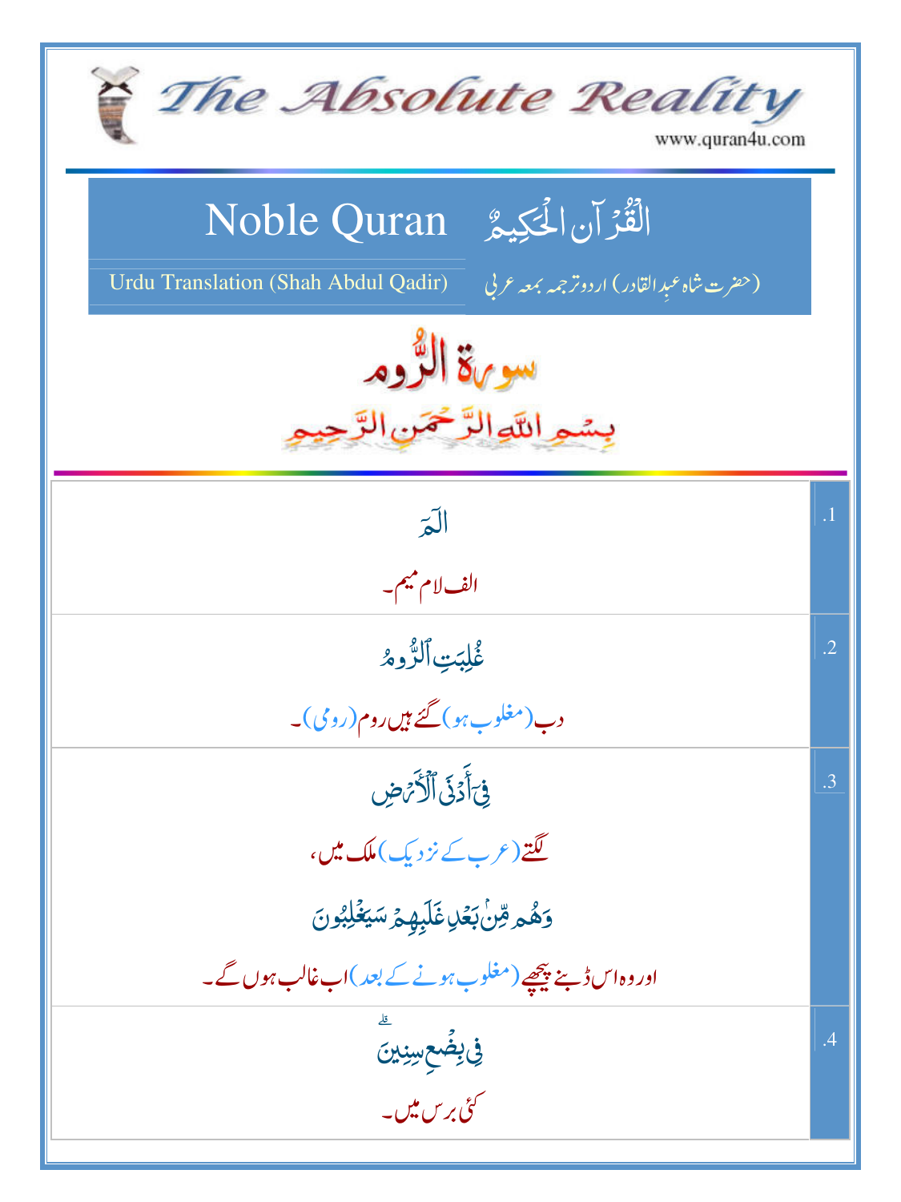# The Absolute Reality

www.quran4u.com

## Noble Quran الْقُرْآنُ الْحَكِيمُ

Urdu Translation (Shah Abdul Qadir) (حضرت شاہ عبدِالقادر) اردو ترجمہ بمعہ عربی

## سورة الرُّوم

بِسْمِ اللَّهِ الرَّحْمَٰنِ الرَّحِيمِ

| | |
|---|---|
| الٓمٓ<br>الف لام میم۔ | .1 |
| غُلِبَتِ ٱلرُّومُ<br>دب (مغلوب ہو) گئے ہیں روم (رومی)۔ | .2 |
| فِىٓ أَدۡنَى ٱلۡأَرۡضِ<br>لگتے (عرب کے نزدیک) ملک میں،<br>وَهُم مِّنۢ بَعۡدِ غَلَبِهِمۡ سَيَغۡلِبُونَ<br>اور وہ اس ڈبنے پیچھے (مغلوب ہونے کے بعد) اب غالب ہوں گے۔ | .3 |
| فِى بِضۡعِ سِنِينَ ۗ<br>کئی برس میں۔ | .4 |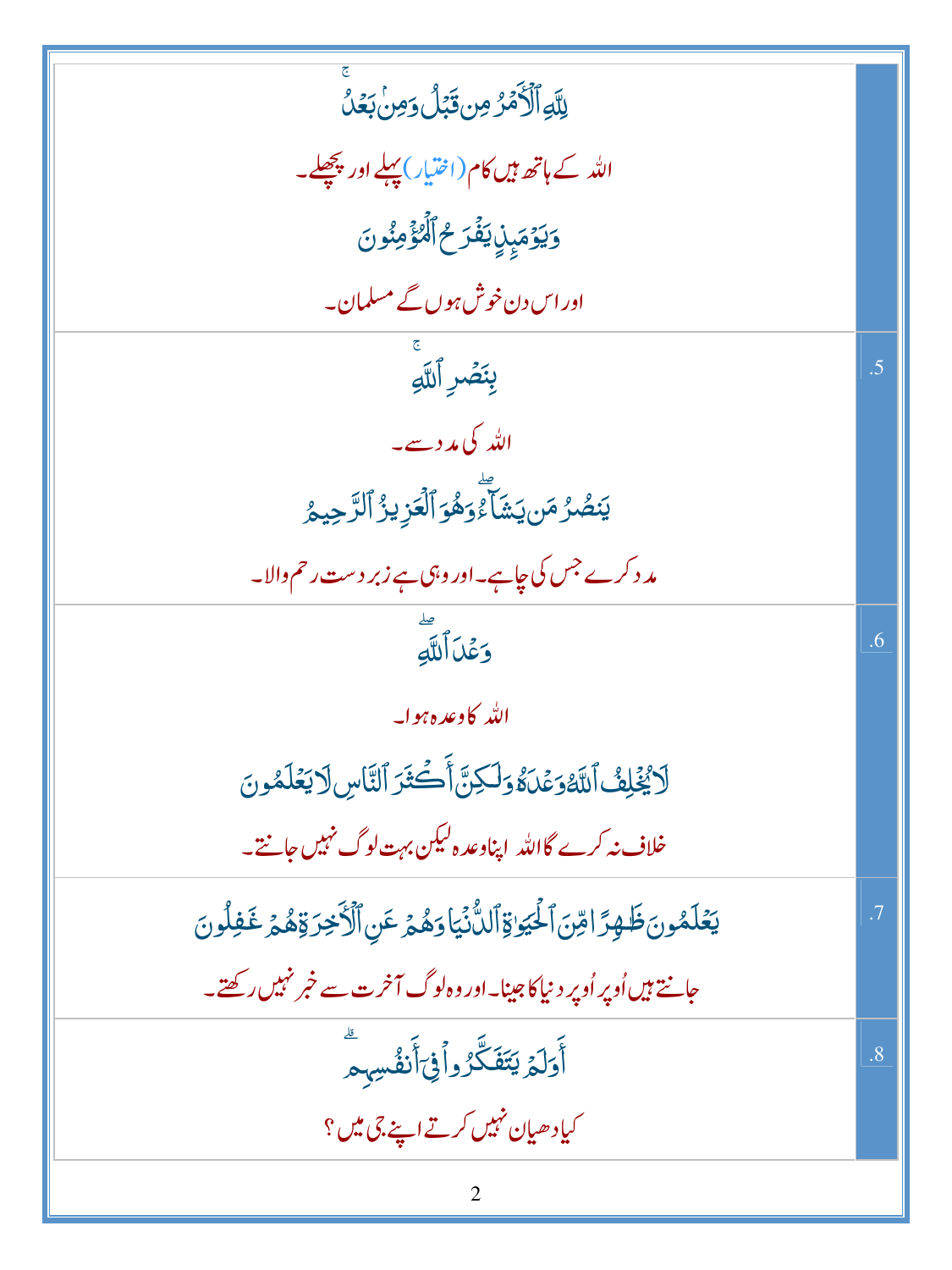| | |
|---|---|
| لِلَّهِ ٱلۡأَمۡرُ مِن قَبۡلُ وَمِنۢ بَعۡدُۚ<br>اللہ کے ہاتھ ہیں کام (اختیار) پہلے اور پچھلے۔<br>وَيَوۡمَئِذٍ يَفۡرَحُ ٱلۡمُؤۡمِنُونَ<br>اور اس دن خوش ہوں گے مسلمان۔ | |
| بِنَصۡرِ ٱللَّهِۚ<br>اللہ کی مدد سے۔<br>يَنصُرُ مَن يَشَآءُۖ وَهُوَ ٱلۡعَزِيزُ ٱلرَّحِيمُ<br>مدد کرے جس کی چاہے۔ اور وہی ہے زبردست رحم والا۔ | .5 |
| وَعۡدَ ٱللَّهِۖ<br>اللہ کا وعدہ ہوا۔<br>لَا يُخۡلِفُ ٱللَّهُ وَعۡدَهُۥ وَلَٰكِنَّ أَكۡثَرَ ٱلنَّاسِ لَا يَعۡلَمُونَ<br>خلاف نہ کرے گا اللہ اپنا وعدہ لیکن بہت لوگ نہیں جانتے۔ | .6 |
| يَعۡلَمُونَ ظَٰهِرًا مِّنَ ٱلۡحَيَوٰةِ ٱلدُّنۡيَا وَهُمۡ عَنِ ٱلۡأٓخِرَةِ هُمۡ غَٰفِلُونَ<br>جانتے ہیں اُوپر اُوپر دنیا کا جینا۔ اور وہ لوگ آخرت سے خبر نہیں رکھتے۔ | .7 |
| أَوَلَمۡ يَتَفَكَّرُواْ فِيٓ أَنفُسِهِمۗ<br>کیا دھیان نہیں کرتے اپنے جی میں؟ | .8 |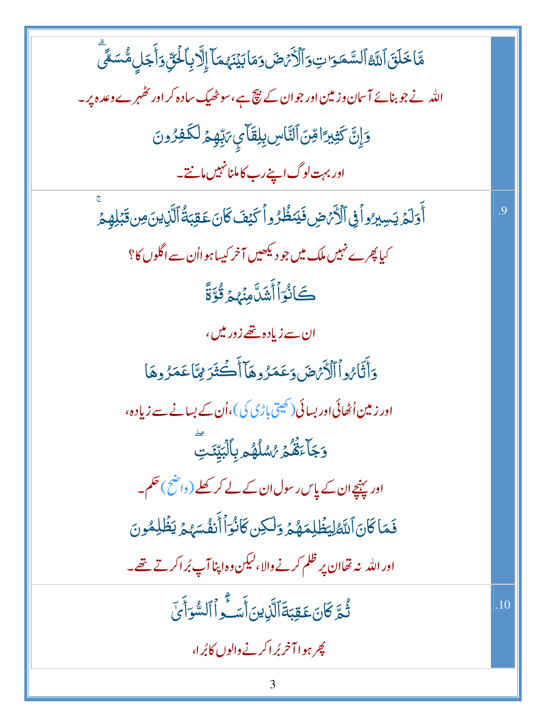| | |
|---|---|
| مَّا خَلَقَ ٱللَّهُ ٱلسَّمَٰوَٰتِ وَٱلْأَرْضَ وَمَا بَيْنَهُمَآ إِلَّا بِٱلْحَقِّ وَأَجَلٍ مُّسَمًّى<br>اللہ نے جو بنائے آسمان وزمین اور جو ان کے بیچ ہے، سو ٹھیک سادہ کر اور ٹھہرے وعدہ پر۔<br>وَإِنَّ كَثِيرًا مِّنَ ٱلنَّاسِ بِلِقَآءِ رَبِّهِمْ لَكَٰفِرُونَ<br>اور بہت لوگ اپنے رب کا ملنا نہیں مانتے۔ | |
| أَوَلَمْ يَسِيرُوا۟ فِى ٱلْأَرْضِ فَيَنظُرُوا۟ كَيْفَ كَانَ عَٰقِبَةُ ٱلَّذِينَ مِن قَبْلِهِمْ<br>کیا پھرے نہیں ملک میں جو دیکھیں آخر کیسا ہوا اُن سے اگلوں کا؟<br>كَانُوٓا۟ أَشَدَّ مِنْهُمْ قُوَّةً<br>ان سے زیادہ تھے زور میں،<br>وَأَثَارُوا۟ ٱلْأَرْضَ وَعَمَرُوهَآ أَكْثَرَ مِمَّا عَمَرُوهَا<br>اور زمین اُٹھائی اور بسائی (کھیتی باڑی کی)، اُن کے بسانے سے زیادہ،<br>وَجَآءَتْهُمْ رُسُلُهُم بِٱلْبَيِّنَٰتِ<br>اور پہنچے ان کے پاس رسول ان کے لے کر کھلے (واضح) حکم۔<br>فَمَا كَانَ ٱللَّهُ لِيَظْلِمَهُمْ وَلَٰكِن كَانُوٓا۟ أَنفُسَهُمْ يَظْلِمُونَ<br>اور اللہ نہ تھا ان پر ظلم کرنے والا، لیکن وہ اپنا آپ بُرا کرتے تھے۔ | .9 |
| ثُمَّ كَانَ عَٰقِبَةَ ٱلَّذِينَ أَسَٰٓـُٔوا۟ ٱلسُّوٓأَىٰٓ<br>پھر ہوا آخر بُرا کرنے والوں کا بُرا، | .10 |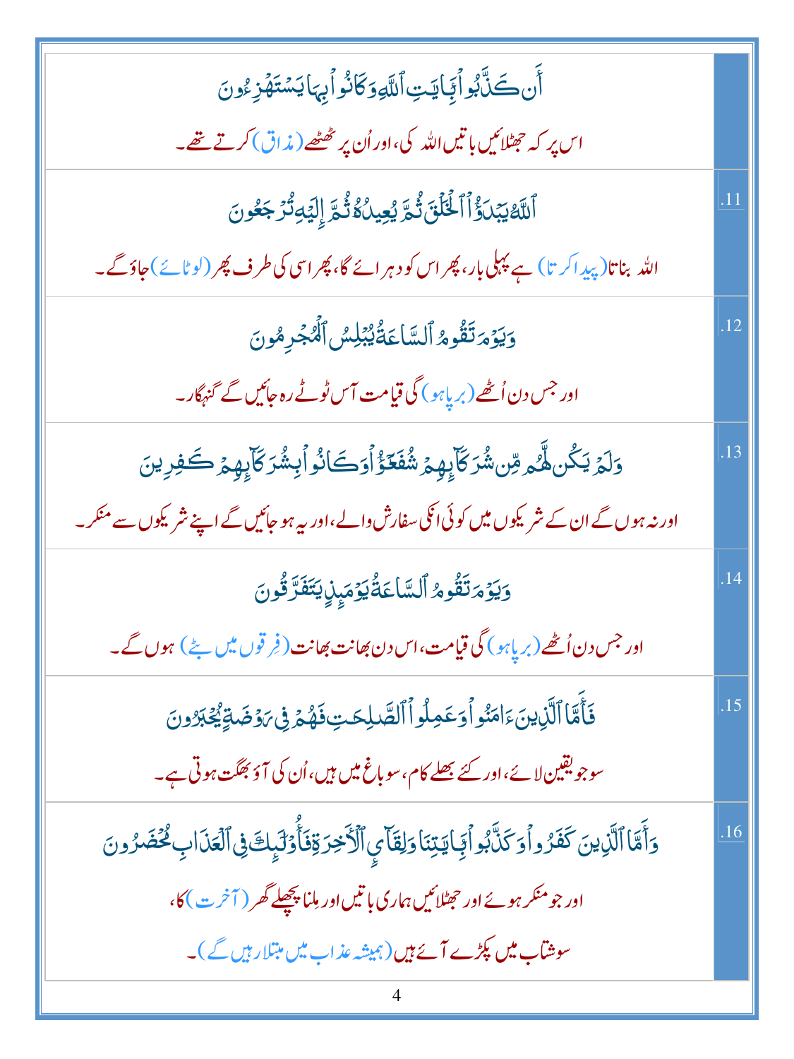| | |
|---|---|
| أَن كَذَّبُوا۟ بِـَٔايَـٰتِ ٱللَّهِ وَكَانُوا۟ بِهَا يَسْتَهْزِءُونَ<br>اس پر کہ جھٹلائیں باتیں اللہ کی، اور اُن پر ٹھٹھے (مذاق) کرتے تھے۔ | |
| ٱللَّهُ يَبْدَؤُا۟ ٱلْخَلْقَ ثُمَّ يُعِيدُهُۥ ثُمَّ إِلَيْهِ تُرْجَعُونَ<br>اللہ بناتا (پیدا کرتا) ہے پہلی بار، پھر اس کو دہرائے گا، پھر اسی کی طرف پھر (لوٹائے) جاؤ گے۔ | .11 |
| وَيَوْمَ تَقُومُ ٱلسَّاعَةُ يُبْلِسُ ٱلْمُجْرِمُونَ<br>اور جس دن اُٹھے (برپا ہو) گی قیامت آس ٹوٹے رہ جائیں گے گنہگار۔ | .12 |
| وَلَمْ يَكُن لَّهُم مِّن شُرَكَآئِهِمْ شُفَعَـٰٓؤُا۟ وَكَانُوا۟ بِشُرَكَآئِهِمْ كَـٰفِرِينَ<br>اور نہ ہوں گے ان کے شریکوں میں کوئی انکی سفارش والے، اور یہ ہو جائیں گے اپنے شریکوں سے منکر۔ | .13 |
| وَيَوْمَ تَقُومُ ٱلسَّاعَةُ يَوْمَئِذٍ يَتَفَرَّقُونَ<br>اور جس دن اُٹھے (برپا ہو) گی قیامت، اس دن بھانت بھانت (فِرقوں میں بٹے) ہوں گے۔ | .14 |
| فَأَمَّا ٱلَّذِينَ ءَامَنُوا۟ وَعَمِلُوا۟ ٱلصَّـٰلِحَـٰتِ فَهُمْ فِى رَوْضَةٍ يُحْبَرُونَ<br>سو جو یقین لائے، اور کئے بھلے کام، سو باغ میں ہیں، اُن کی آؤ بھگت ہوتی ہے۔ | .15 |
| وَأَمَّا ٱلَّذِينَ كَفَرُوا۟ وَكَذَّبُوا۟ بِـَٔايَـٰتِنَا وَلِقَآئِ ٱلْـَٔاخِرَةِ فَأُو۟لَـٰٓئِكَ فِى ٱلْعَذَابِ مُحْضَرُونَ<br>اور جو منکر ہوئے اور جھٹلائیں ہماری باتیں اور ملنا پچھلے گھر (آخرت) کا،<br>سو شتاب میں پکڑے آئے ہیں (ہمیشہ عذاب میں مبتلا رہیں گے)۔ | .16 |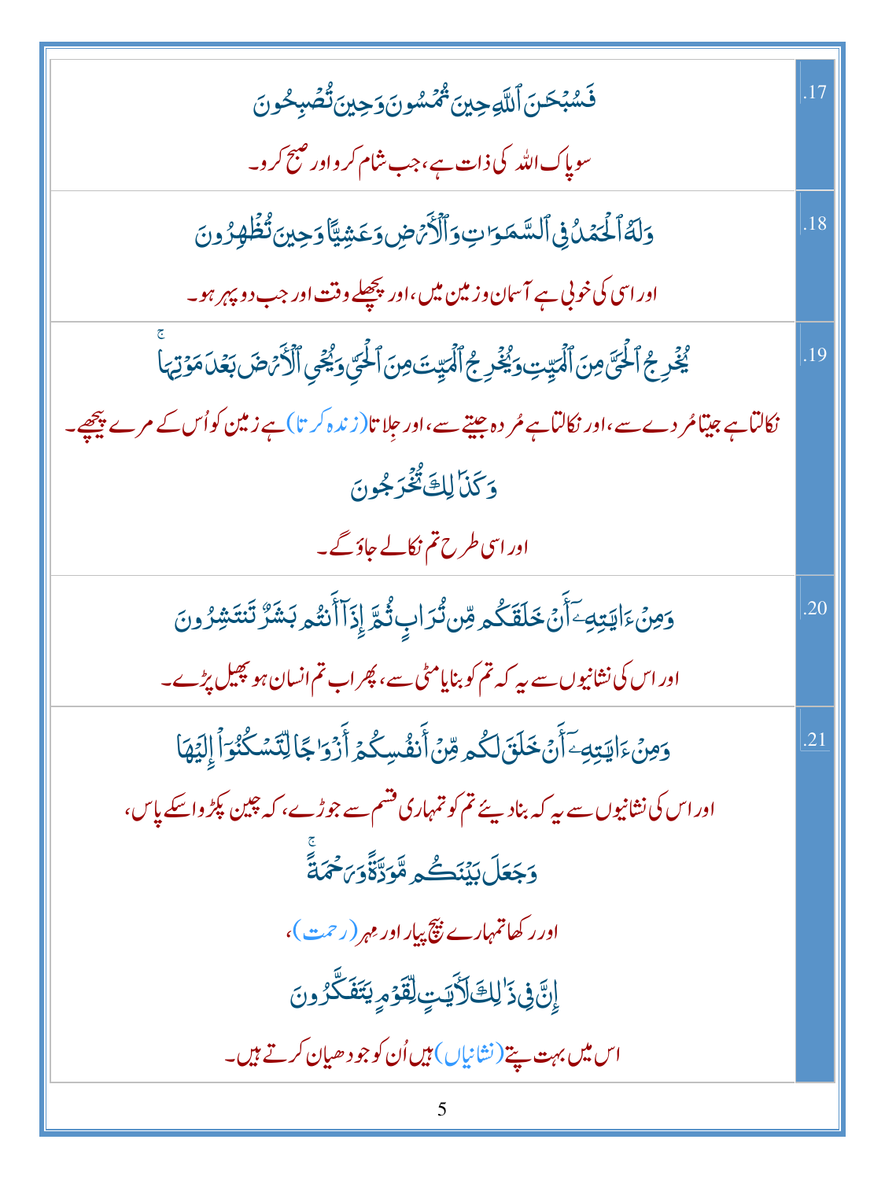| | |
|---|---|
| .17 | فَسُبْحَٰنَ ٱللَّهِ حِينَ تُمْسُونَ وَحِينَ تُصْبِحُونَ<br>سو پاک اللہ کی ذات ہے، جب شام کرو اور صبح کرو۔ |
| .18 | وَلَهُ ٱلْحَمْدُ فِى ٱلسَّمَٰوَٰتِ وَٱلْأَرْضِ وَعَشِيًّا وَحِينَ تُظْهِرُونَ<br>اور اسی کی خوبی ہے آسمان وزمین میں، اور پچھلے وقت اور جب دوپہر ہو۔ |
| .19 | يُخْرِجُ ٱلْحَىَّ مِنَ ٱلْمَيِّتِ وَيُخْرِجُ ٱلْمَيِّتَ مِنَ ٱلْحَىِّ وَيُحْىِ ٱلْأَرْضَ بَعْدَ مَوْتِهَا<br>نکالتا ہے جیتا مُردے سے، اور نکالتا ہے مُردہ جیتے سے، اور جِلاتا (زندہ کرتا) ہے زمین کو اُس کے مرے پیچھے۔<br>وَكَذَٰلِكَ تُخْرَجُونَ<br>اور اسی طرح تم نکالے جاؤ گے۔ |
| .20 | وَمِنْ ءَايَٰتِهِۦٓ أَنْ خَلَقَكُم مِّن تُرَابٍ ثُمَّ إِذَآ أَنتُم بَشَرٌ تَنتَشِرُونَ<br>اور اس کی نشانیوں سے یہ کہ تم کو بنایا مٹی سے، پھر اب تم انسان ہو پھیل پڑے۔ |
| .21 | وَمِنْ ءَايَٰتِهِۦٓ أَنْ خَلَقَ لَكُم مِّنْ أَنفُسِكُمْ أَزْوَٰجًا لِّتَسْكُنُوٓا۟ إِلَيْهَا<br>اور اس کی نشانیوں سے یہ کہ بنادیئے تم کو تمہاری قسم سے جوڑے، کہ چین پکڑو اسکے پاس،<br>وَجَعَلَ بَيْنَكُم مَّوَدَّةً وَرَحْمَةً<br>اور رکھا تمہارے بیچ پیار اور مہر (رحمت)،<br>إِنَّ فِى ذَٰلِكَ لَءَايَٰتٍ لِّقَوْمٍ يَتَفَكَّرُونَ<br>اس میں بہت پتے (نشانیاں) ہیں اُن کو جو دھیان کرتے ہیں۔ |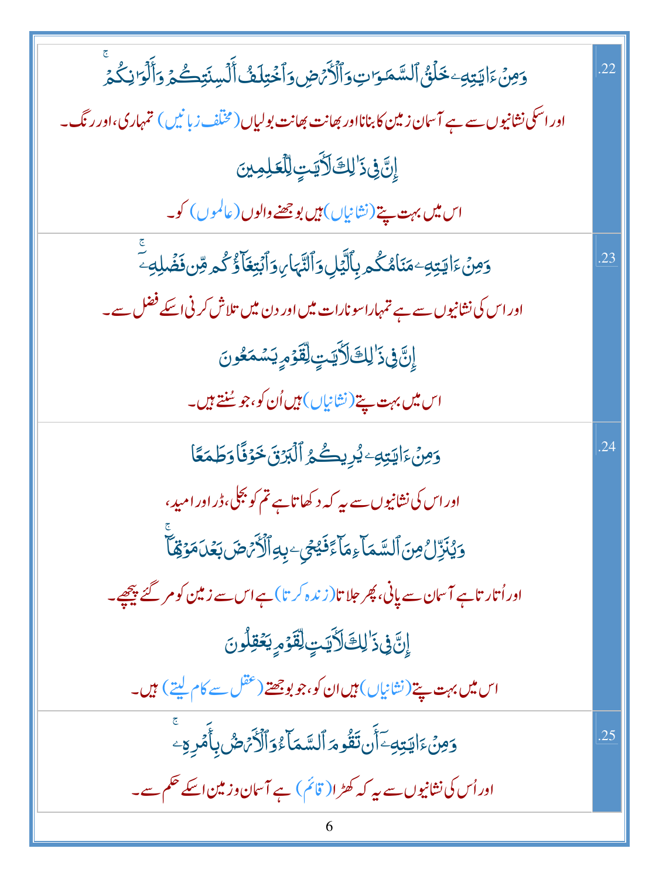| | |
|---|---|
| .22 | وَمِنْ ءَايَـٰتِهِۦ خَلْقُ ٱلسَّمَـٰوَٰتِ وَٱلْأَرْضِ وَٱخْتِلَـٰفُ أَلْسِنَتِكُمْ وَأَلْوَٰنِكُمْ ۚ<br>اور اسکی نشانیوں سے ہے آسمان زمین کا بنانا اور بھانت بھانت بولیاں (مختلف زبانیں) تمہاری، اور رنگ۔<br>إِنَّ فِى ذَٰلِكَ لَـَٔايَـٰتٍ لِّلْعَـٰلِمِينَ<br>اس میں بہت پتے (نشانیاں) ہیں بوجھنے والوں (عالموں) کو۔ |
| .23 | وَمِنْ ءَايَـٰتِهِۦ مَنَامُكُم بِٱلَّيْلِ وَٱلنَّهَارِ وَٱبْتِغَآؤُكُم مِّن فَضْلِهِۦٓ ۚ<br>اور اس کی نشانیوں سے ہے تمہارا سونا رات میں اور دن میں تلاش کرنی اسکے فضل سے۔<br>إِنَّ فِى ذَٰلِكَ لَـَٔايَـٰتٍ لِّقَوْمٍ يَسْمَعُونَ<br>اس میں بہت پتے (نشانیاں) ہیں اُن کو، جو سُنتے ہیں۔ |
| .24 | وَمِنْ ءَايَـٰتِهِۦ يُرِيكُمُ ٱلْبَرْقَ خَوْفًا وَطَمَعًا<br>اور اس کی نشانیوں سے یہ کہ دکھاتا ہے تم کو بجلی، ڈر اور امید،<br>وَيُنَزِّلُ مِنَ ٱلسَّمَآءِ مَآءً فَيُحْىِۦ بِهِ ٱلْأَرْضَ بَعْدَ مَوْتِهَآ ۚ<br>اور اُتارتا ہے آسمان سے پانی، پھر جلاتا (زندہ کرتا) ہے اس سے زمین کو مر گئے پیچھے۔<br>إِنَّ فِى ذَٰلِكَ لَـَٔايَـٰتٍ لِّقَوْمٍ يَعْقِلُونَ<br>اس میں بہت پتے (نشانیاں) ہیں ان کو، جو بوجھتے (عقل سے کام لیتے) ہیں۔ |
| .25 | وَمِنْ ءَايَـٰتِهِۦٓ أَن تَقُومَ ٱلسَّمَآءُ وَٱلْأَرْضُ بِأَمْرِهِۦ ۚ<br>اور اُس کی نشانیوں سے یہ کہ کھڑا (قائم) ہے آسمان و زمین اسکے حکم سے۔ |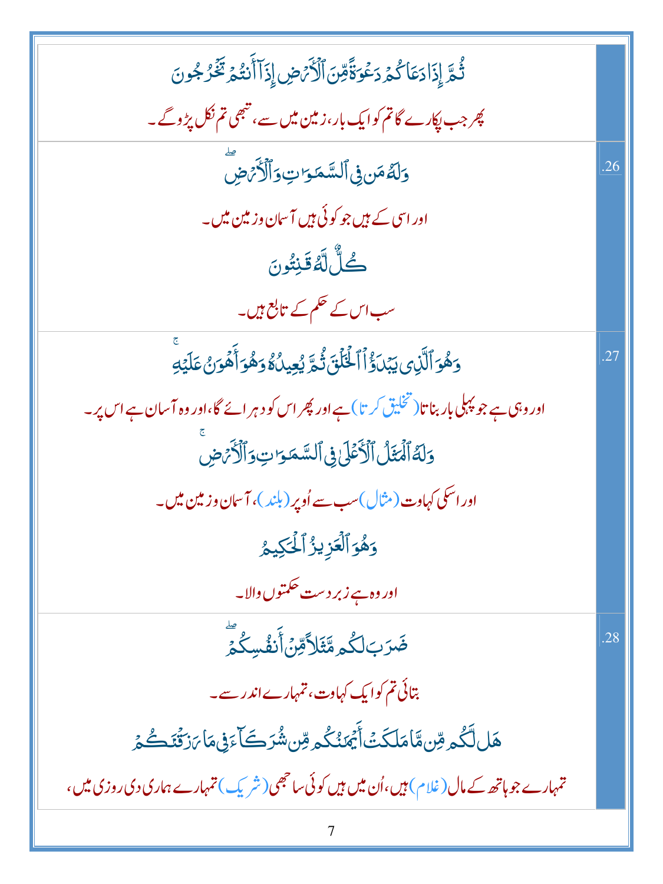| | |
|---|---|
| | ثُمَّ إِذَا دَعَاكُمْ دَعْوَةً مِّنَ الْأَرْضِ إِذَآ أَنتُمْ تَخْرُجُونَ<br><br>پھر جب پکارے گا تم کو ایک بار، زمین میں سے، تبھی تم نکل پڑو گے۔ |
| .26 | وَلَهُۥ مَن فِي السَّمَٰوَٰتِ وَالْأَرْضِ ۖ<br><br>اور اسی کے ہیں جو کوئی ہیں آسمان و زمین میں۔<br><br>كُلٌّ لَّهُۥ قَٰنِتُونَ<br><br>سب اس کے حکم کے تابع ہیں۔ |
| .27 | وَهُوَ الَّذِى يَبْدَؤُا الْخَلْقَ ثُمَّ يُعِيدُهُۥ وَهُوَ أَهْوَنُ عَلَيْهِ ۚ<br><br>اور وہی ہے جو پہلی بار بناتا (تخلیق کرتا) ہے اور پھر اس کو دہرائے گا، اور وہ آسان ہے اس پر۔<br><br>وَلَهُ الْمَثَلُ الْأَعْلَىٰ فِي السَّمَٰوَٰتِ وَالْأَرْضِ ۚ<br><br>اور اسکی کہاوت (مثال) سب سے اُوپر (بلند)، آسمان و زمین میں۔<br><br>وَهُوَ الْعَزِيزُ الْحَكِيمُ<br><br>اور وہ ہے زبردست حکمتوں والا۔ |
| .28 | ضَرَبَ لَكُم مَّثَلًا مِّنْ أَنفُسِكُمْ ۖ<br><br>بتائی تم کو ایک کہاوت، تمہارے اندر سے۔<br><br>هَل لَّكُم مِّن مَّا مَلَكَتْ أَيْمَٰنُكُم مِّن شُرَكَآءَ فِي مَا رَزَقْنَٰكُمْ<br><br>تمہارے جو ہاتھ کے مال (غلام) ہیں، اُن میں ہیں کوئی ساجھی (شریک) تمہارے ہماری دی روزی میں، |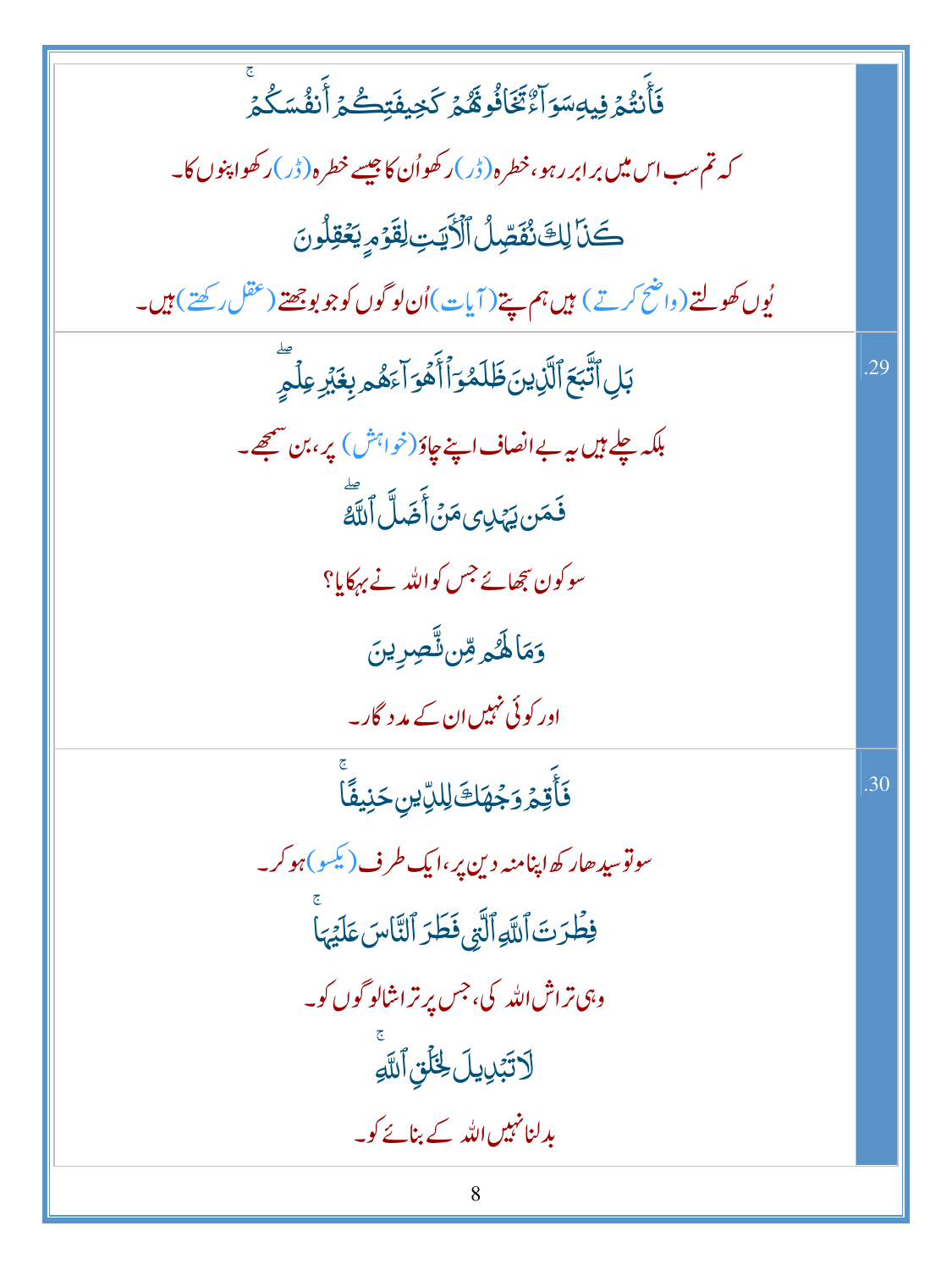| | |
|---|---|
| فَأَنتُمۡ فِيهِ سَوَآءٞ تَخَافُونَهُمۡ كَخِيفَتِكُمۡ أَنفُسَكُمۡۚ<br>کہ تم سب اس میں برابر رہو، خطرہ (ڈر) رکھو اُن کا جیسے خطرہ (ڈر) رکھو اپنوں کا۔<br>كَذَٰلِكَ نُفَصِّلُ ٱلۡأٓيَٰتِ لِقَوۡمٖ يَعۡقِلُونَ<br>یُوں کھولتے (واضح کرتے) ہیں ہم پتے (آیات) اُن لوگوں کو جو بوجھتے (عقل رکھتے) ہیں۔ | |
| بَلِ ٱتَّبَعَ ٱلَّذِينَ ظَلَمُوٓاْ أَهۡوَآءَهُم بِغَيۡرِ عِلۡمٖۖ<br>بلکہ چلے ہیں یہ بے انصاف اپنے چاؤ (خواہش) پر، بن سمجھے۔<br>فَمَن يَهۡدِي مَنۡ أَضَلَّ ٱللَّهُۖ<br>سو کون سجھائے جس کو اللہ نے بہکایا؟<br>وَمَا لَهُم مِّن نَّٰصِرِينَ<br>اور کوئی نہیں ان کے مددگار۔ | .29 |
| فَأَقِمۡ وَجۡهَكَ لِلدِّينِ حَنِيفٗاۚ<br>سو تو سیدھا رکھ اپنا منہ دین پر، ایک طرف (یکسو) ہو کر۔<br>فِطۡرَتَ ٱللَّهِ ٱلَّتِي فَطَرَ ٱلنَّاسَ عَلَيۡهَاۚ<br>وہی تراش اللہ کی، جس پر تراشا لوگوں کو۔<br>لَا تَبۡدِيلَ لِخَلۡقِ ٱللَّهِۚ<br>بدلنا نہیں اللہ کے بنائے کو۔ | .30 |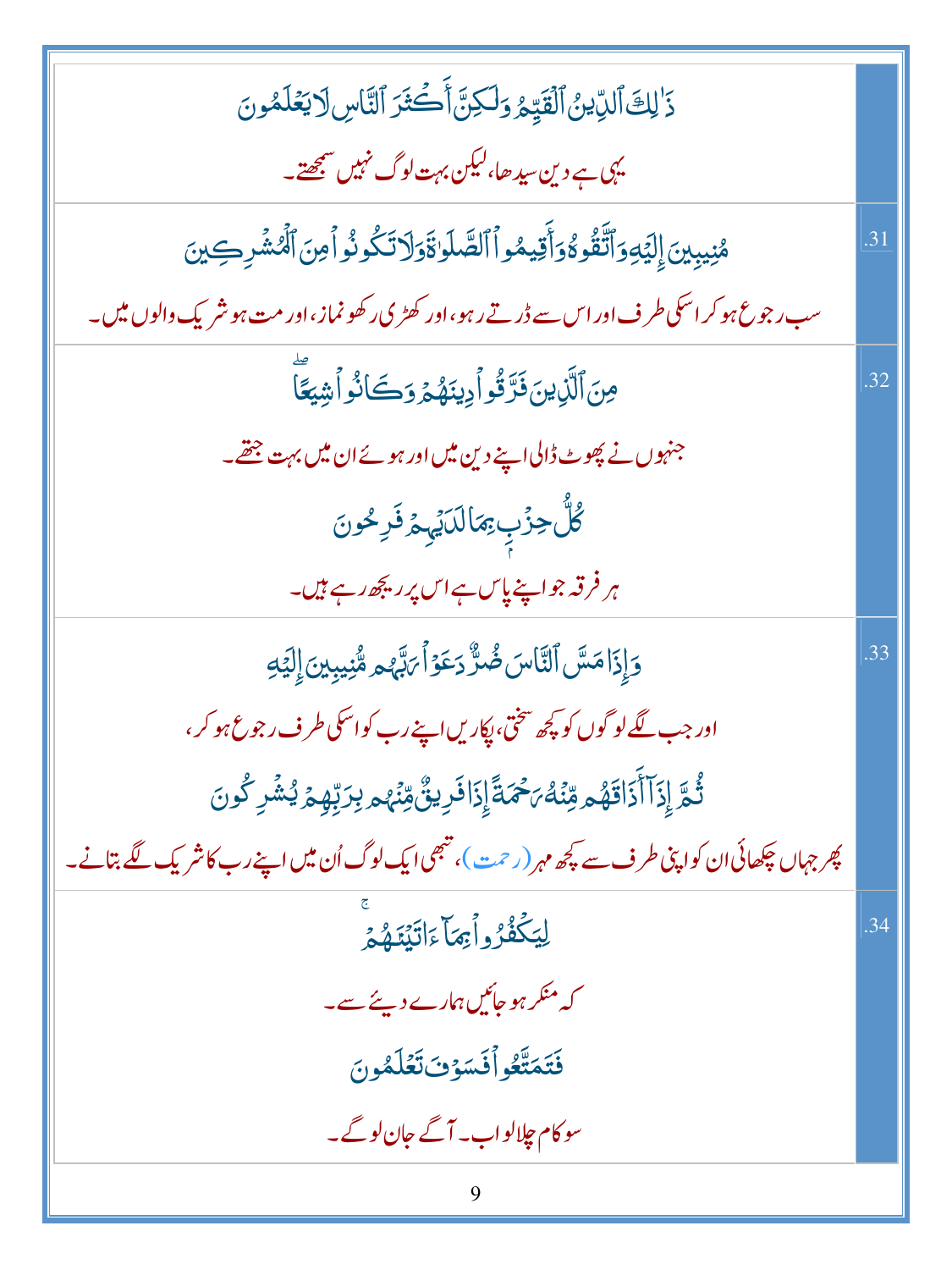| | |
|---|---|
| ذَٰلِكَ ٱلدِّينُ ٱلْقَيِّمُ وَلَٰكِنَّ أَكْثَرَ ٱلنَّاسِ لَا يَعْلَمُونَ<br>یہی ہے دین سیدھا، لیکن بہت لوگ نہیں سمجھتے۔ | |
| مُنِيبِينَ إِلَيْهِ وَٱتَّقُوهُ وَأَقِيمُوا۟ ٱلصَّلَوٰةَ وَلَا تَكُونُوا۟ مِنَ ٱلْمُشْرِكِينَ<br>سب رجوع ہو کر اسکی طرف اور اس سے ڈرتے رہو، اور کھڑی رکھو نماز، اور مت ہو شریک والوں میں۔ | .31 |
| مِنَ ٱلَّذِينَ فَرَّقُوا۟ دِينَهُمْ وَكَانُوا۟ شِيَعًا ۖ<br>جنہوں نے پھوٹ ڈالی اپنے دین میں اور ہوئے ان میں بہت جتھے۔<br>كُلُّ حِزْبٍۭ بِمَا لَدَيْهِمْ فَرِحُونَ<br>ہر فرقہ جو اپنے پاس ہے اس پر ریجھ رہے ہیں۔ | .32 |
| وَإِذَا مَسَّ ٱلنَّاسَ ضُرٌّ دَعَوْا۟ رَبَّهُم مُّنِيبِينَ إِلَيْهِ<br>اور جب لگے لوگوں کو کچھ سختی، پکاریں اپنے رب کو اسکی طرف رجوع ہو کر،<br>ثُمَّ إِذَآ أَذَاقَهُم مِّنْهُ رَحْمَةً إِذَا فَرِيقٌ مِّنْهُم بِرَبِّهِمْ يُشْرِكُونَ<br>پھر جہاں چکھائی ان کو اپنی طرف سے کچھ مہر (رحمت)، تبھی ایک لوگ اُن میں اپنے رب کا شریک لگے بتانے۔ | .33 |
| لِيَكْفُرُوا۟ بِمَآ ءَاتَيْنَٰهُمْ ۚ<br>کہ منکر ہو جائیں ہمارے دیئے سے۔<br>فَتَمَتَّعُوا۟ فَسَوْفَ تَعْلَمُونَ<br>سو کام چلالو اب۔ آگے جان لوگے۔ | .34 |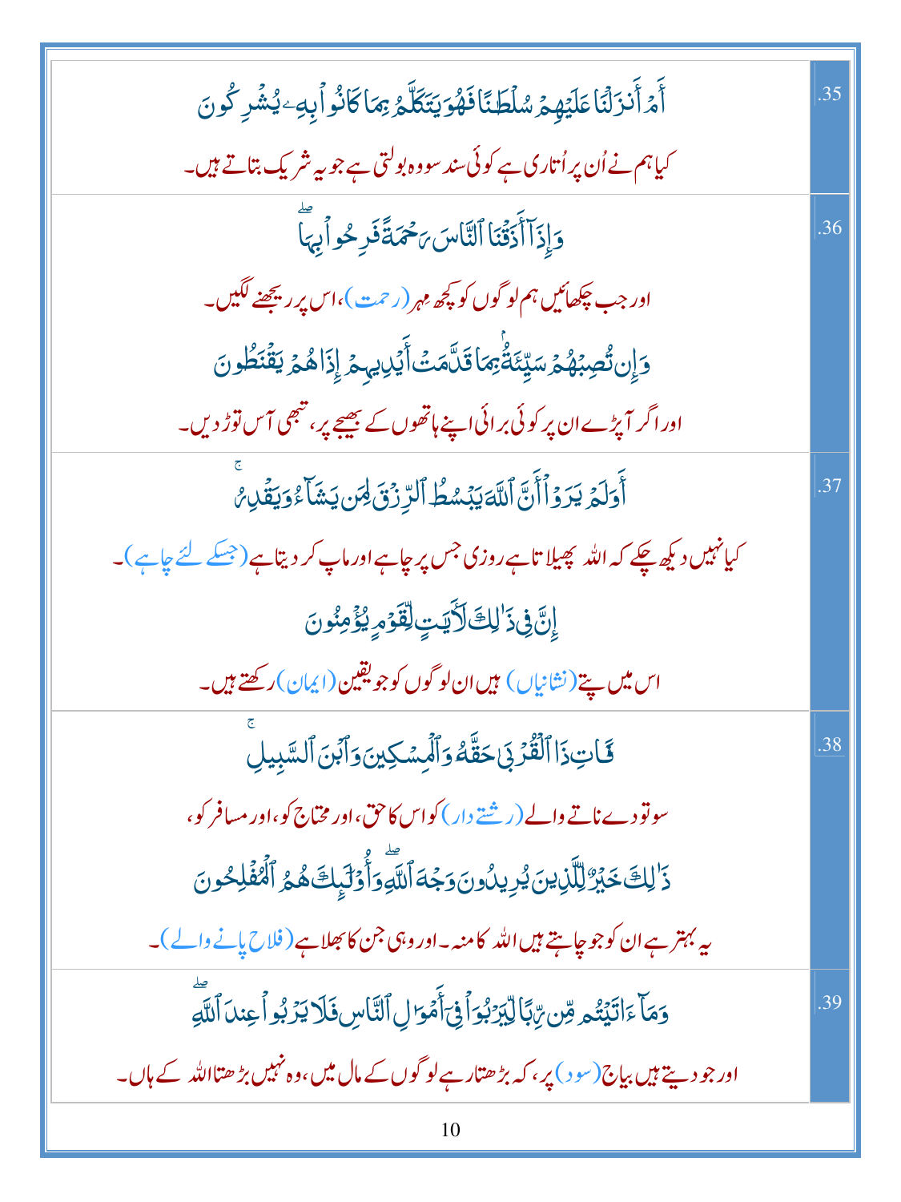| | |
|---|---|
| أَمْ أَنزَلْنَا عَلَيْهِمْ سُلْطَٰنًا فَهُوَ يَتَكَلَّمُ بِمَا كَانُوا۟ بِهِۦ يُشْرِكُونَ<br><br>کیاہم نے اُن پر اُتاری ہے کوئی سند سووہ بولتی ہے جو یہ شریک بتاتے ہیں۔ | .35 |
| وَإِذَآ أَذَقْنَا ٱلنَّاسَ رَحْمَةً فَرِحُوا۟ بِهَا ۖ<br><br>اور جب چکھائیں ہم لوگوں کو کچھ مہر (رحمت)، اس پر ریجھنے لگیں۔<br><br>وَإِن تُصِبْهُمْ سَيِّئَةٌۢ بِمَا قَدَّمَتْ أَيْدِيهِمْ إِذَا هُمْ يَقْنَطُونَ<br><br>اور اگر آپڑے ان پر کوئی برائی اپنے ہاتھوں کے بھیجے پر، تبھی آس توڑ دیں۔ | .36 |
| أَوَلَمْ يَرَوْا۟ أَنَّ ٱللَّهَ يَبْسُطُ ٱلرِّزْقَ لِمَن يَشَآءُ وَيَقْدِرُ ۚ<br><br>کیا نہیں دیکھ چکے کہ اللہ پھیلاتا ہے روزی جس پر چاہے اور ماپ کر دیتا ہے (جسکے لئے چاہے)۔<br><br>إِنَّ فِى ذَٰلِكَ لَءَايَٰتٍ لِّقَوْمٍ يُؤْمِنُونَ<br><br>اس میں پتے (نشانیاں) ہیں ان لوگوں کو جو یقین (ایمان) رکھتے ہیں۔ | .37 |
| فَـَٔاتِ ذَا ٱلْقُرْبَىٰ حَقَّهُۥ وَٱلْمِسْكِينَ وَٱبْنَ ٱلسَّبِيلِ ۚ<br><br>سو تو دے ناتے والے (رشتے دار) کو اس کا حق، اور محتاج کو، اور مسافر کو،<br><br>ذَٰلِكَ خَيْرٌ لِّلَّذِينَ يُرِيدُونَ وَجْهَ ٱللَّهِ ۖ وَأُو۟لَٰٓئِكَ هُمُ ٱلْمُفْلِحُونَ<br><br>یہ بہتر ہے ان کو جو چاہتے ہیں اللہ کا منہ۔ اور وہی جن کا بھلا ہے (فلاح پانے والے)۔ | .38 |
| وَمَآ ءَاتَيْتُم مِّن رِّبًا لِّيَرْبُوَا۟ فِىٓ أَمْوَٰلِ ٱلنَّاسِ فَلَا يَرْبُوا۟ عِندَ ٱللَّهِ ۖ<br><br>اور جو دیتے ہیں بیاج (سود) پر، کہ بڑھتا رہے لوگوں کے مال میں، وہ نہیں بڑھتا اللہ کے ہاں۔ | .39 |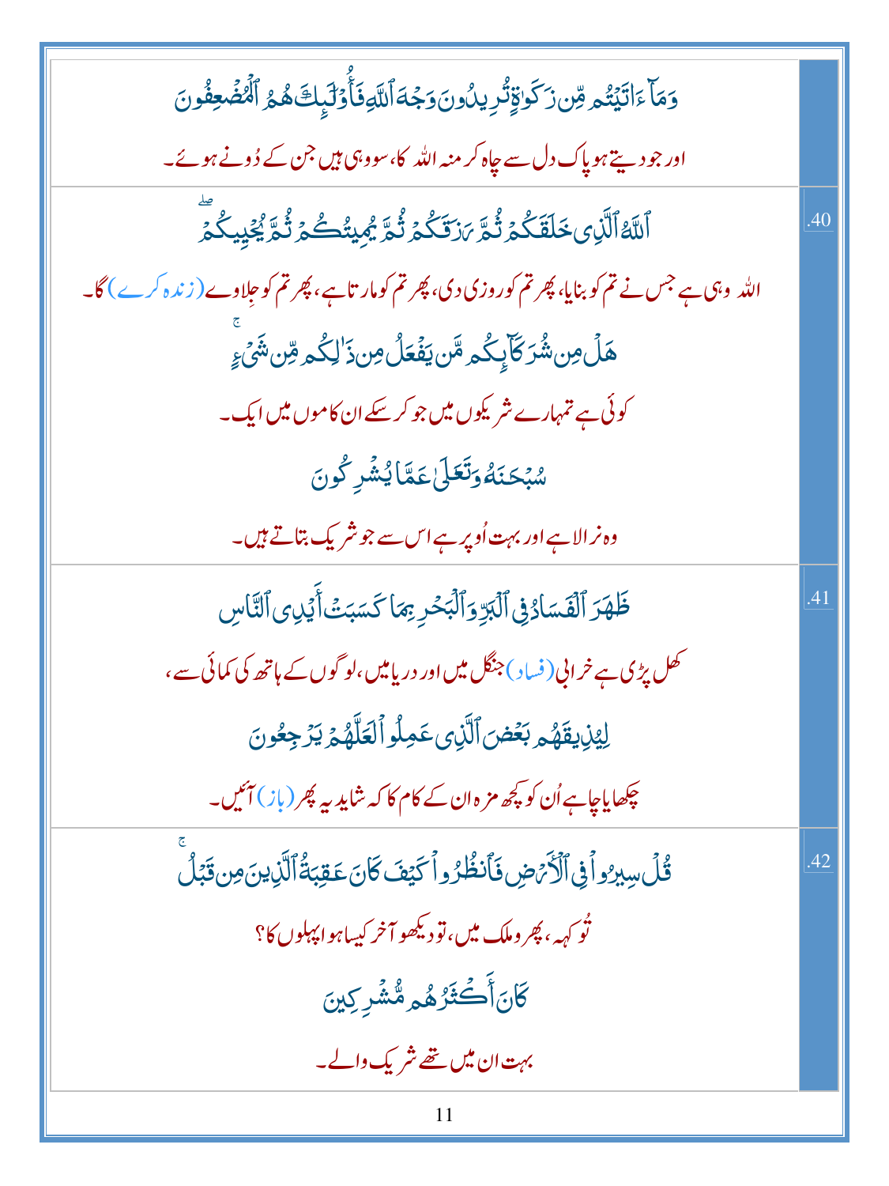| | |
|---|---|
| وَمَآ ءَاتَيْتُم مِّن زَكَوٰةٍ تُرِيدُونَ وَجْهَ ٱللَّهِ فَأُوْلَٰٓئِكَ هُمُ ٱلْمُضْعِفُونَ<br><br>اور جو دیتے ہو پاک دل سے چاہ کر منہ اللہ کا، سو وہی ہیں جن کے دُونے ہوئے۔ | |
| ٱللَّهُ ٱلَّذِى خَلَقَكُمْ ثُمَّ رَزَقَكُمْ ثُمَّ يُمِيتُكُمْ ثُمَّ يُحْيِيكُمْ<br><br>اللہ وہی ہے جس نے تم کو بنایا، پھر تم کو روزی دی، پھر تم کو مارتا ہے، پھر تم کو جِلاوے (زندہ کرے) گا۔<br><br>هَلْ مِن شُرَكَآئِكُم مَّن يَفْعَلُ مِن ذَٰلِكُم مِّن شَىْءٍ<br><br>کوئی ہے تمہارے شریکوں میں جو کر سکے ان کاموں میں ایک۔<br><br>سُبْحَٰنَهُۥ وَتَعَٰلَىٰ عَمَّا يُشْرِكُونَ<br><br>وہ نرالا ہے اور بہت اُوپر ہے اس سے جو شریک بتاتے ہیں۔ | .40 |
| ظَهَرَ ٱلْفَسَادُ فِى ٱلْبَرِّ وَٱلْبَحْرِ بِمَا كَسَبَتْ أَيْدِى ٱلنَّاسِ<br><br>کھل پڑی ہے خرابی (فساد) جنگل میں اور دریا میں، لوگوں کے ہاتھ کی کمائی سے،<br><br>لِيُذِيقَهُم بَعْضَ ٱلَّذِى عَمِلُوا۟ لَعَلَّهُمْ يَرْجِعُونَ<br><br>چکھایا چاہے اُن کو کچھ مزہ ان کے کام کا کہ شاید یہ پھر (باز) آئیں۔ | .41 |
| قُلْ سِيرُوا۟ فِى ٱلْأَرْضِ فَٱنظُرُوا۟ كَيْفَ كَانَ عَٰقِبَةُ ٱلَّذِينَ مِن قَبْلُ<br><br>تُو کہہ، پھرو ملک میں، تو دیکھو آخر کیسا ہوا پہلوں کا؟<br><br>كَانَ أَكْثَرُهُم مُّشْرِكِينَ<br><br>بہت ان میں تھے شریک والے۔ | .42 |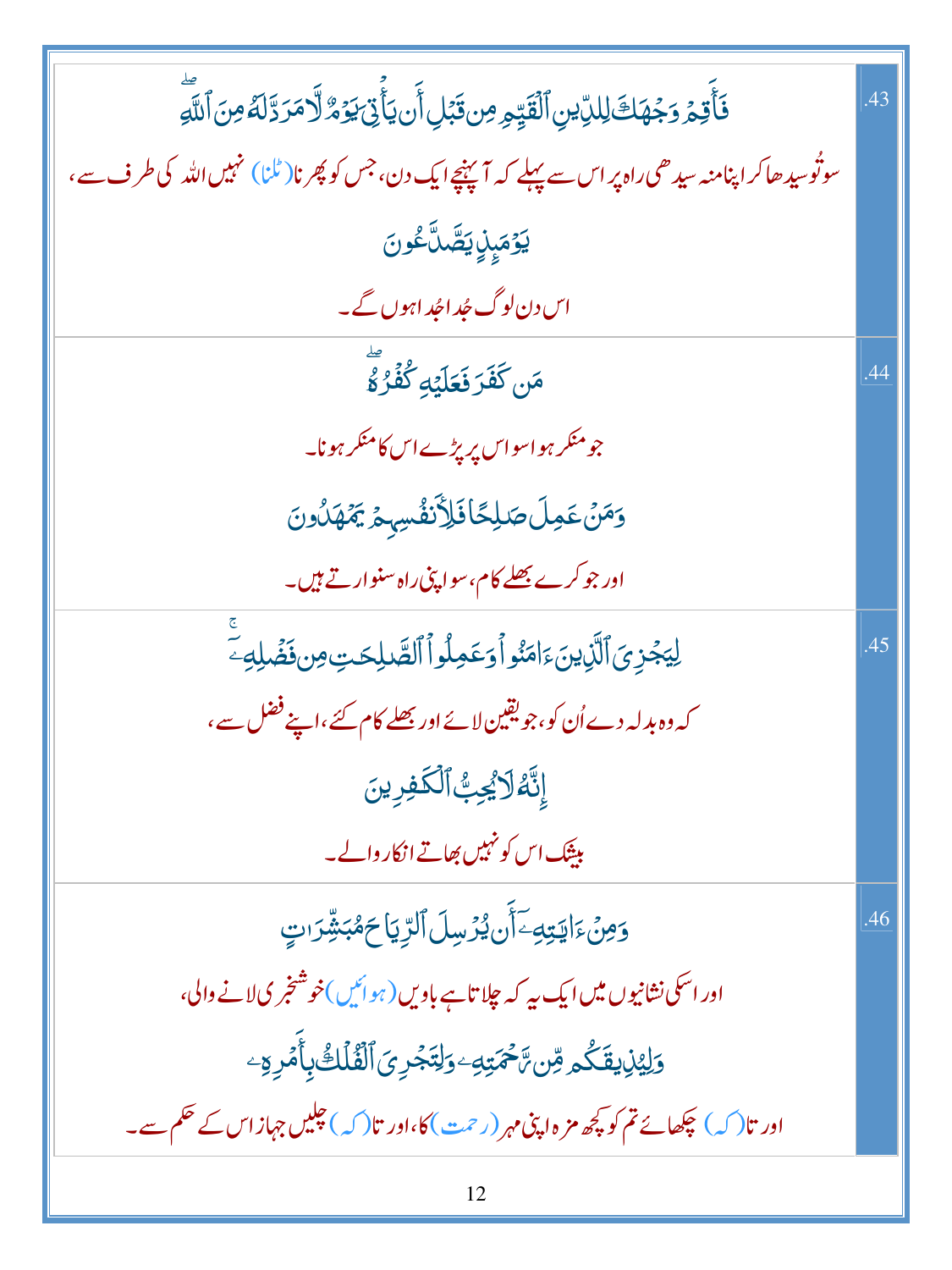| | |
|---|---|
| فَأَقِمْ وَجْهَكَ لِلدِّينِ ٱلْقَيِّمِ مِن قَبْلِ أَن يَأْتِيَ يَوْمٌ لَّا مَرَدَّ لَهُۥ مِنَ ٱللَّهِ ۖ<br>سوتُو سیدھا کر اپنا منہ سیدھی راہ پر اس سے پہلے کہ آ پہنچے ایک دن، جس کو پھرنا (ٹلنا) نہیں اللہ کی طرف سے،<br>يَوْمَئِذٍ يَصَّدَّعُونَ<br>اس دن لوگ جُدا جُدا ہوں گے۔ | .43 |
| مَن كَفَرَ فَعَلَيْهِ كُفْرُهُۥ ۖ<br>جو منکر ہوا سو اس پر پڑے اس کا منکر ہونا۔<br>وَمَنْ عَمِلَ صَٰلِحًا فَلِأَنفُسِهِمْ يَمْهَدُونَ<br>اور جو کرے بھلے کام، سو اپنی راہ سنوارتے ہیں۔ | .44 |
| لِيَجْزِيَ ٱلَّذِينَ ءَامَنُوا۟ وَعَمِلُوا۟ ٱلصَّٰلِحَٰتِ مِن فَضْلِهِۦٓ ۚ<br>کہ وہ بدلہ دے اُن کو، جو یقین لائے اور بھلے کام کئے، اپنے فضل سے،<br>إِنَّهُۥ لَا يُحِبُّ ٱلْكَٰفِرِينَ<br>بیشک اس کو نہیں بھاتے انکار والے۔ | .45 |
| وَمِنْ ءَايَٰتِهِۦٓ أَن يُرْسِلَ ٱلرِّيَاحَ مُبَشِّرَٰتٍ<br>اور اسکی نشانیوں میں ایک یہ کہ چلاتا ہے باویں (ہوائیں) خوشخبری لانے والی،<br>وَلِيُذِيقَكُم مِّن رَّحْمَتِهِۦ وَلِتَجْرِيَ ٱلْفُلْكُ بِأَمْرِهِۦ<br>اور تا (کہ) چکھائے تم کو کچھ مزہ اپنی مہر (رحمت) کا، اور تا (کہ) چلیں جہاز اس کے حکم سے۔ | .46 |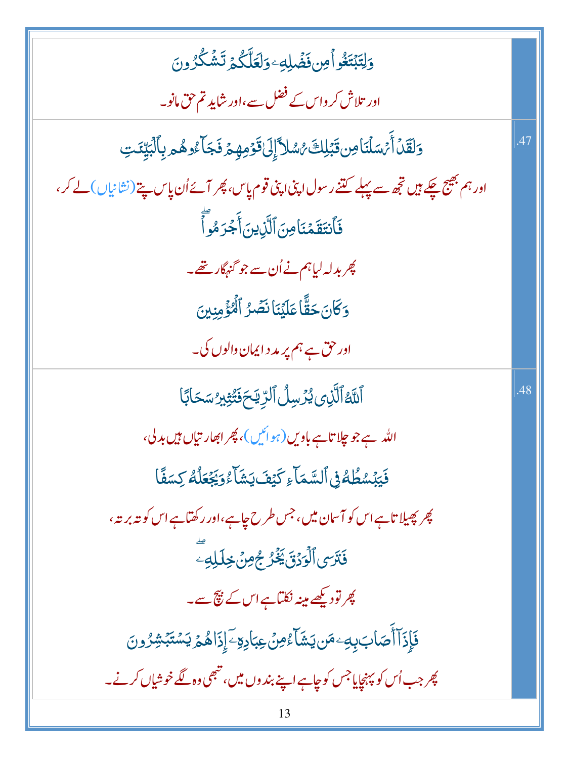| | |
|---|---|
| وَلِتَبۡتَغُواْ مِن فَضۡلِهِۦ وَلَعَلَّكُمۡ تَشۡكُرُونَ<br>اور تلاش کرو اس کے فضل سے، اور شاید تم حق مانو۔ | |
| وَلَقَدۡ أَرۡسَلۡنَا مِن قَبۡلِكَ رُسُلًا إِلَىٰ قَوۡمِهِمۡ فَجَآءُوهُم بِٱلۡبَيِّنَٰتِ<br>اور ہم بھیج چکے ہیں تجھ سے پہلے کتنے رسول اپنی اپنی قوم پاس، پھر آئے اُن پاس پتے (نشانیاں) لے کر،<br>فَٱنتَقَمۡنَا مِنَ ٱلَّذِينَ أَجۡرَمُواْۖ<br>پھر بدلہ لیا ہم نے اُن سے جو گنہگار تھے۔<br>وَكَانَ حَقًّا عَلَيۡنَا نَصۡرُ ٱلۡمُؤۡمِنِينَ<br>اور حق ہے ہم پر مدد ایمان والوں کی۔ | .47 |
| ٱللَّهُ ٱلَّذِي يُرۡسِلُ ٱلرِّيَٰحَ فَتُثِيرُ سَحَابًا<br>اللہ ہے جو چلاتا ہے باویں (ہوائیں)، پھر ابھارتیاں ہیں بدلی،<br>فَيَبۡسُطُهُۥ فِي ٱلسَّمَآءِ كَيۡفَ يَشَآءُ وَيَجۡعَلُهُۥ كِسَفًا<br>پھر پھیلاتا ہے اس کو آسمان میں، جس طرح چاہے، اور رکھتا ہے اس کو تہ بر تہ،<br>فَتَرَى ٱلۡوَدۡقَ يَخۡرُجُ مِنۡ خِلَٰلِهِۦۖ<br>پھر تو دیکھے مینہ نکلتا ہے اس کے بیچ سے۔<br>فَإِذَآ أَصَابَ بِهِۦ مَن يَشَآءُ مِنۡ عِبَادِهِۦٓ إِذَا هُمۡ يَسۡتَبۡشِرُونَ<br>پھر جب اُس کو پہنچایا جس کو چاہے اپنے بندوں میں، تبھی وہ لگے خوشیاں کرنے۔ | .48 |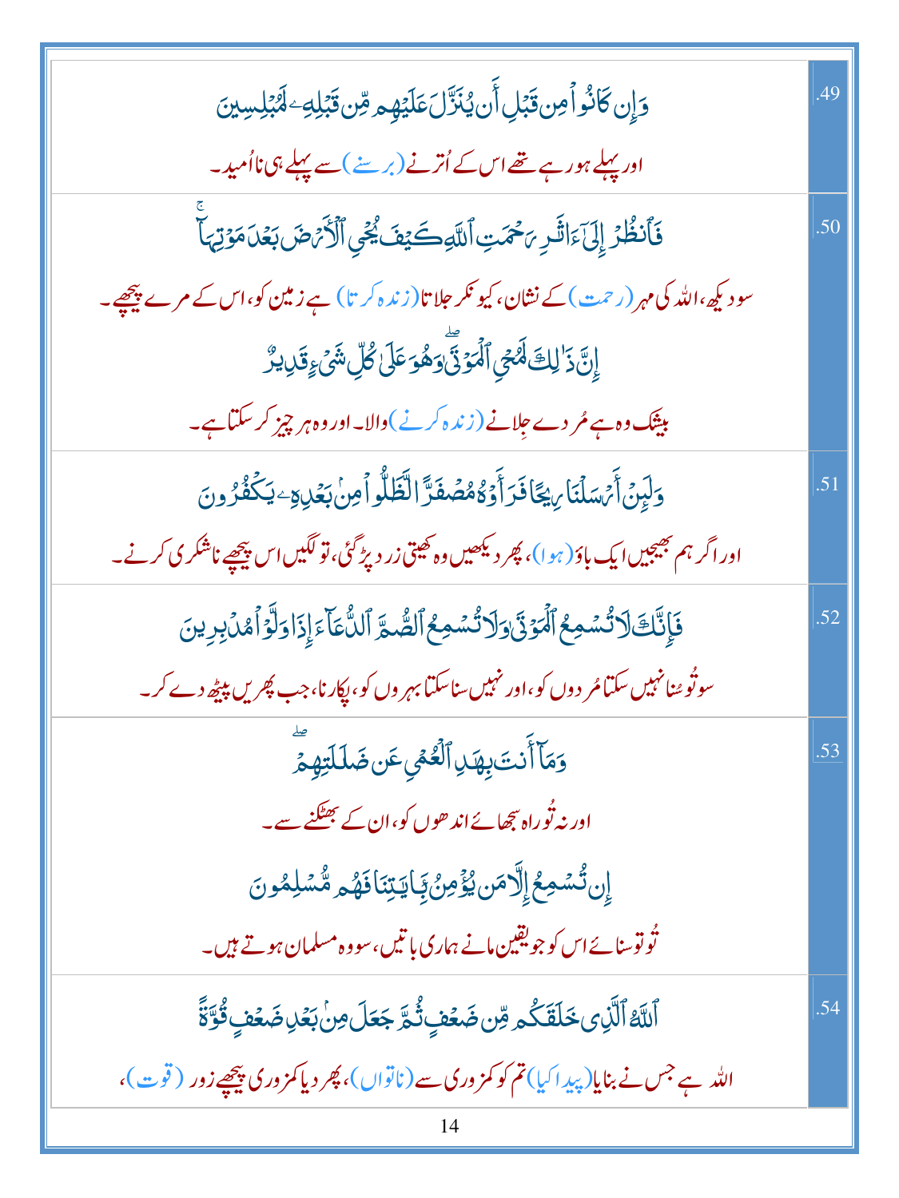| | |
|---|---|
| وَإِن كَانُوا۟ مِن قَبْلِ أَن يُنَزَّلَ عَلَيْهِم مِّن قَبْلِهِۦ لَمُبْلِسِينَ<br>اور پہلے ہو رہے تھے اس کے اُترنے (برسنے) سے پہلے ہی نااُمید۔ | .49 |
| فَٱنظُرْ إِلَىٰٓ ءَاثَـٰرِ رَحْمَتِ ٱللَّهِ كَيْفَ يُحْىِ ٱلْأَرْضَ بَعْدَ مَوْتِهَآ ۚ<br>سو دیکھ، اللہ کی مہر (رحمت) کے نشان، کیونکر جلاتا (زندہ کرتا) ہے زمین کو، اس کے مرے پیچھے۔<br>إِنَّ ذَٰلِكَ لَمُحْىِ ٱلْمَوْتَىٰ ۖ وَهُوَ عَلَىٰ كُلِّ شَىْءٍ قَدِيرٌ<br>بیشک وہ ہے مُردے جِلانے (زندہ کرنے) والا۔ اور وہ ہر چیز کر سکتا ہے۔ | .50 |
| وَلَئِنْ أَرْسَلْنَا رِيحًا فَرَأَوْهُ مُصْفَرًّا لَّظَلُّوا۟ مِنۢ بَعْدِهِۦ يَكْفُرُونَ<br>اور اگر ہم بھیجیں ایک باؤ (ہوا)، پھر دیکھیں وہ کھیتی زرد پڑ گئی، تو لگیں اس پیچھے ناشکری کرنے۔ | .51 |
| فَإِنَّكَ لَا تُسْمِعُ ٱلْمَوْتَىٰ وَلَا تُسْمِعُ ٱلصُّمَّ ٱلدُّعَآءَ إِذَا وَلَّوْا۟ مُدْبِرِينَ<br>سو تُو سُنا نہیں سکتا مُردوں کو، اور نہیں سنا سکتا بہروں کو، پکارنا، جب پھریں پیٹھ دے کر۔ | .52 |
| وَمَآ أَنتَ بِهَـٰدِ ٱلْعُمْىِ عَن ضَلَـٰلَتِهِمْ ۖ<br>اور نہ تُو راہ سجھائے اندھوں کو، ان کے بھٹکنے سے۔<br>إِن تُسْمِعُ إِلَّا مَن يُؤْمِنُ بِـَٔايَـٰتِنَا فَهُم مُّسْلِمُونَ<br>تُو تو سنائے اس کو جو یقین مانے ہماری باتیں، سو وہ مسلمان ہوتے ہیں۔ | .53 |
| ٱللَّهُ ٱلَّذِى خَلَقَكُم مِّن ضَعْفٍ ثُمَّ جَعَلَ مِنۢ بَعْدِ ضَعْفٍ قُوَّةً<br>اللہ ہے جس نے بنایا (پیدا کیا) تم کو کمزوری سے (ناتواں)، پھر دیا کمزوری پیچھے زور (قوت)، | .54 |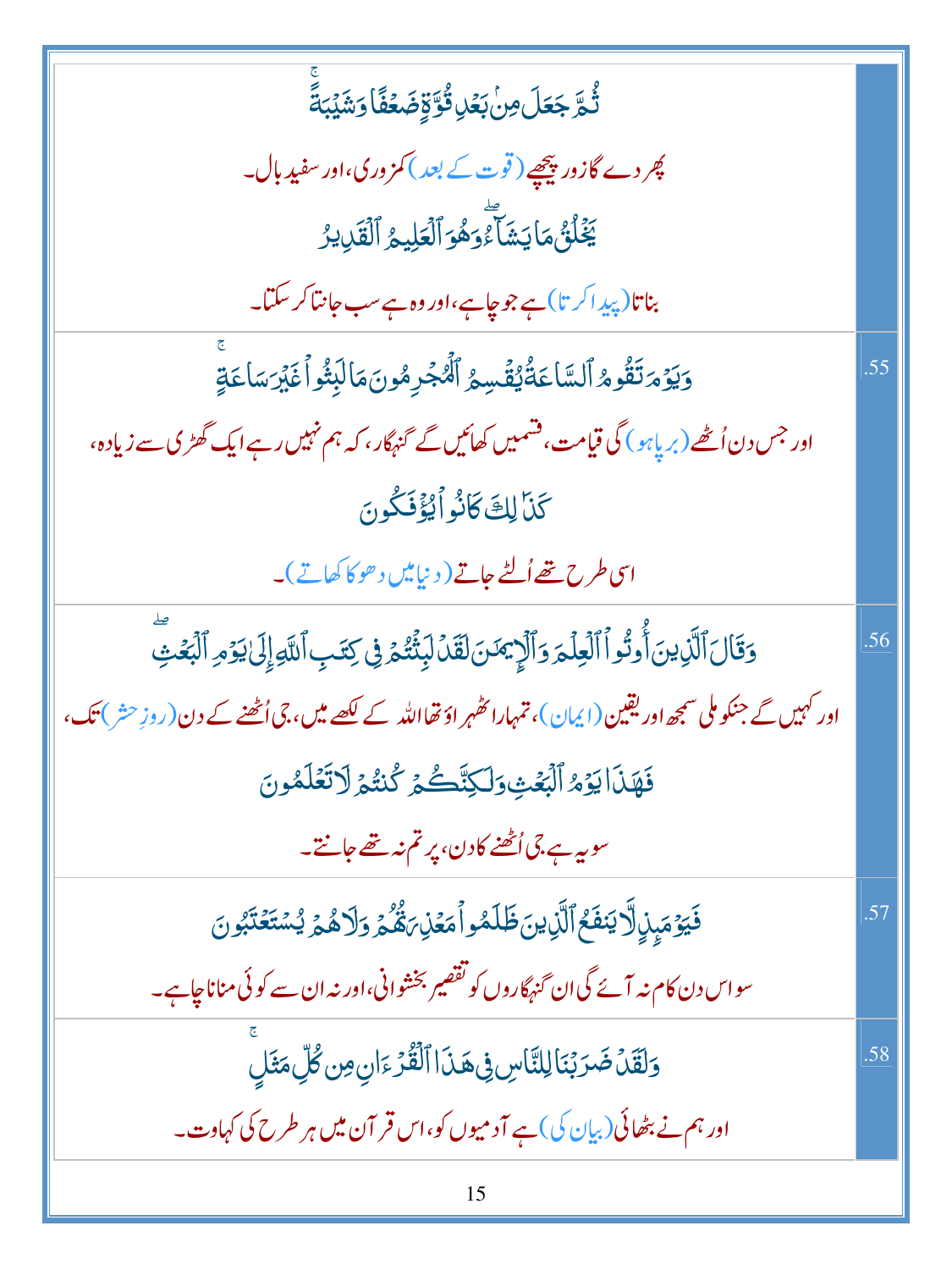| | |
|---|---|
| | ثُمَّ جَعَلَ مِنۢ بَعۡدِ قُوَّةٍ ضَعۡفًا وَشَيۡبَةًۚ<br>پھر دے گا زور پیچھے (قوت کے بعد) کمزوری، اور سفید بال۔<br>يَخۡلُقُ مَا يَشَآءُۖ وَهُوَ ٱلۡعَلِيمُ ٱلۡقَدِيرُ<br>بناتا (پیدا کرتا) ہے جو چاہے، اور وہ ہے سب جانتا کر سکتا۔ |
| .55 | وَيَوۡمَ تَقُومُ ٱلسَّاعَةُ يُقۡسِمُ ٱلۡمُجۡرِمُونَ مَا لَبِثُواْ غَيۡرَ سَاعَةٍۚ<br>اور جس دن اُٹھے (برپا ہو) گی قیامت، قسمیں کھائیں گے گنہگار، کہ ہم نہیں رہے ایک گھڑی سے زیادہ،<br>كَذَٰلِكَ كَانُواْ يُؤۡفَكُونَ<br>اسی طرح تھے اُلٹے جاتے (دنیا میں دھوکا کھاتے)۔ |
| .56 | وَقَالَ ٱلَّذِينَ أُوتُواْ ٱلۡعِلۡمَ وَٱلۡإِيمَٰنَ لَقَدۡ لَبِثۡتُمۡ فِي كِتَٰبِ ٱللَّهِ إِلَىٰ يَوۡمِ ٱلۡبَعۡثِۖ<br>اور کہیں گے جنکو ملی سمجھ اور یقین (ایمان)، تمہارا ٹھہراؤ تھا اللہ کے لکھے میں، جی اُٹھنے کے دن (روزِ حشر) تک،<br>فَهَٰذَا يَوۡمُ ٱلۡبَعۡثِ وَلَٰكِنَّكُمۡ كُنتُمۡ لَا تَعۡلَمُونَ<br>سو یہ ہے جی اُٹھنے کا دن، پر تم نہ تھے جانتے۔ |
| .57 | فَيَوۡمَئِذٖ لَّا يَنفَعُ ٱلَّذِينَ ظَلَمُواْ مَعۡذِرَتُهُمۡ وَلَا هُمۡ يُسۡتَعۡتَبُونَ<br>سو اس دن کام نہ آئے گی ان گنہگاروں کو تقصیر بخشوانی، اور نہ ان سے کوئی منانا چاہے۔ |
| .58 | وَلَقَدۡ ضَرَبۡنَا لِلنَّاسِ فِي هَٰذَا ٱلۡقُرۡءَانِ مِن كُلِّ مَثَلٖۚ<br>اور ہم نے بٹھائی (بیان کی) ہے آدمیوں کو، اس قرآن میں ہر طرح کی کہاوت۔ |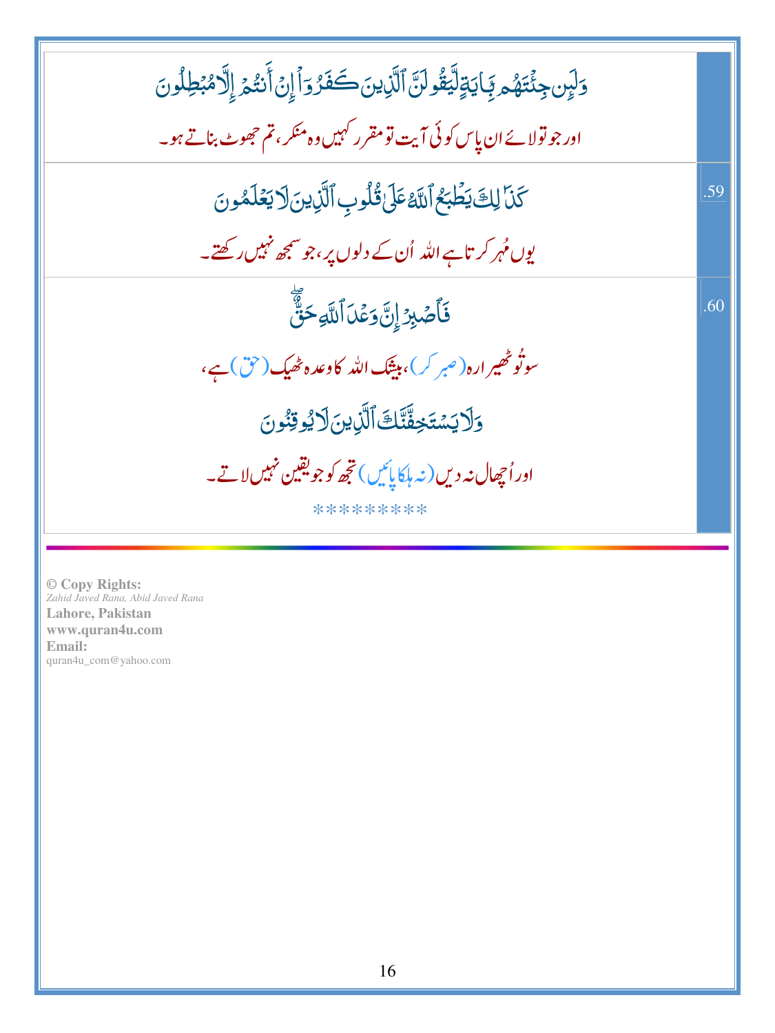| | |
|---|---|
| | وَلَئِن جِئْتَهُم بِآيَةٍ لَّيَقُولَنَّ الَّذِينَ كَفَرُوا إِنْ أَنتُمْ إِلَّا مُبْطِلُونَ<br>اور جو تو لائے ان پاس کوئی آیت تو مقرر کہیں وہ منکر، تم جھوٹ بناتے ہو۔ |
| .59 | كَذَٰلِكَ يَطْبَعُ اللَّهُ عَلَىٰ قُلُوبِ الَّذِينَ لَا يَعْلَمُونَ<br>یوں مُہر کرتا ہے اللہ اُن کے دلوں پر، جو سمجھ نہیں رکھتے۔ |
| .60 | فَاصْبِرْ إِنَّ وَعْدَ اللَّهِ حَقٌّ<br>سو تُو ٹھیرارہ (صبر کر)، بیشک اللہ کا وعدہ ٹھیک (حق) ہے،<br>وَلَا يَسْتَخِفَّنَّكَ الَّذِينَ لَا يُوقِنُونَ<br>اور اُچھال نہ دیں (نہ ہلکا پائیں) تجھ کو جو یقین نہیں لاتے۔<br>********* |

© Copy Rights:
*Zahid Javed Rana, Abid Javed Rana*
**Lahore, Pakistan**
**www.quran4u.com**
**Email:**
quran4u_com@yahoo.com